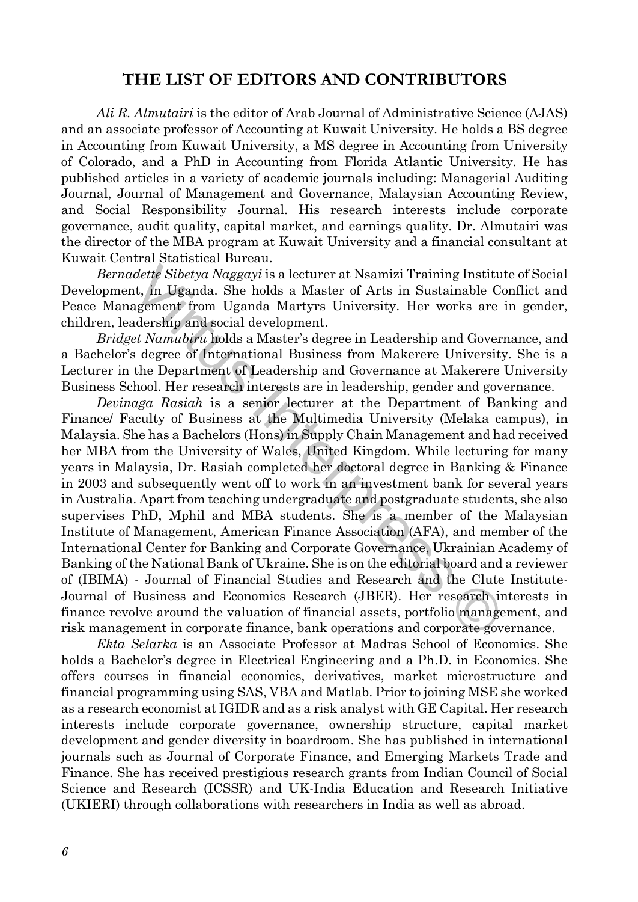# THE LIST OF EDITORS AND CONTRIBUTORS

*Ali R. Almutairi* is the editor of Arab Journal of Administrative Science (AJAS) and an associate professor of Accounting at Kuwait University. He holds a BS degree in Accounting from Kuwait University, a MS degree in Accounting from University of Colorado, and a PhD in Accounting from Florida Atlantic University. He has published articles in a variety of academic journals including: Managerial Auditing Journal, Journal of Management and Governance, Malaysian Accounting Review, and Social Responsibility Journal. His research interests include corporate governance, audit quality, capital market, and earnings quality. Dr. Almutairi was the director of the MBA program at Kuwait University and a financial consultant at Kuwait Central Statistical Bureau.

*Bernadette Sibetya Naggayi* is a lecturer at Nsamizi Training Institute of Social Development, in Uganda. She holds a Master of Arts in Sustainable Conflict and Peace Management from Uganda Martyrs University. Her works are in gender, children, leadership and social development.

*Bridget Namubiru* holds a Master's degree in Leadership and Governance, and a Bachelor's degree of International Business from Makerere University. She is a Lecturer in the Department of Leadership and Governance at Makerere University Business School. Her research interests are in leadership, gender and governance.

*Devinaga Rasiah* is a senior lecturer at the Department of Banking and Finance/ Faculty of Business at the Multimedia University (Melaka campus), in Malaysia. She has a Bachelors (Hons) in Supply Chain Management and had received her MBA from the University of Wales, United Kingdom. While lecturing for many years in Malaysia, Dr. Rasiah completed her doctoral degree in Banking & Finance in 2003 and subsequently went off to work in an investment bank for several years in Australia. Apart from teaching undergraduate and postgraduate students, she also supervises PhD, Mphil and MBA students. She is a member of the Malaysian Institute of Management, American Finance Association (AFA), and member of the International Center for Banking and Corporate Governance, Ukrainian Academy of Banking of the National Bank of Ukraine. She is on the editorial board and a reviewer of (IBIMA) - Journal of Financial Studies and Research and the Clute Institute-Journal of Business and Economics Research (JBER). Her research interests in finance revolve around the valuation of financial assets, portfolio management, and risk management in corporate finance, bank operations and corporate governance.

*Ekta Selarka* is an Associate Professor at Madras School of Economics. She holds a Bachelor's degree in Electrical Engineering and a Ph.D. in Economics. She offers courses in financial economics, derivatives, market microstructure and financial programming using SAS, VBA and Matlab. Prior to joining MSE she worked as a research economist at IGIDR and as a risk analyst with GE Capital. Her research interests include corporate governance, ownership structure, capital market development and gender diversity in boardroom. She has published in international journals such as Journal of Corporate Finance, and Emerging Markets Trade and Finance. She has received prestigious research grants from Indian Council of Social Science and Research (ICSSR) and UK-India Education and Research Initiative (UKIERI) through collaborations with researchers in India as well as abroad.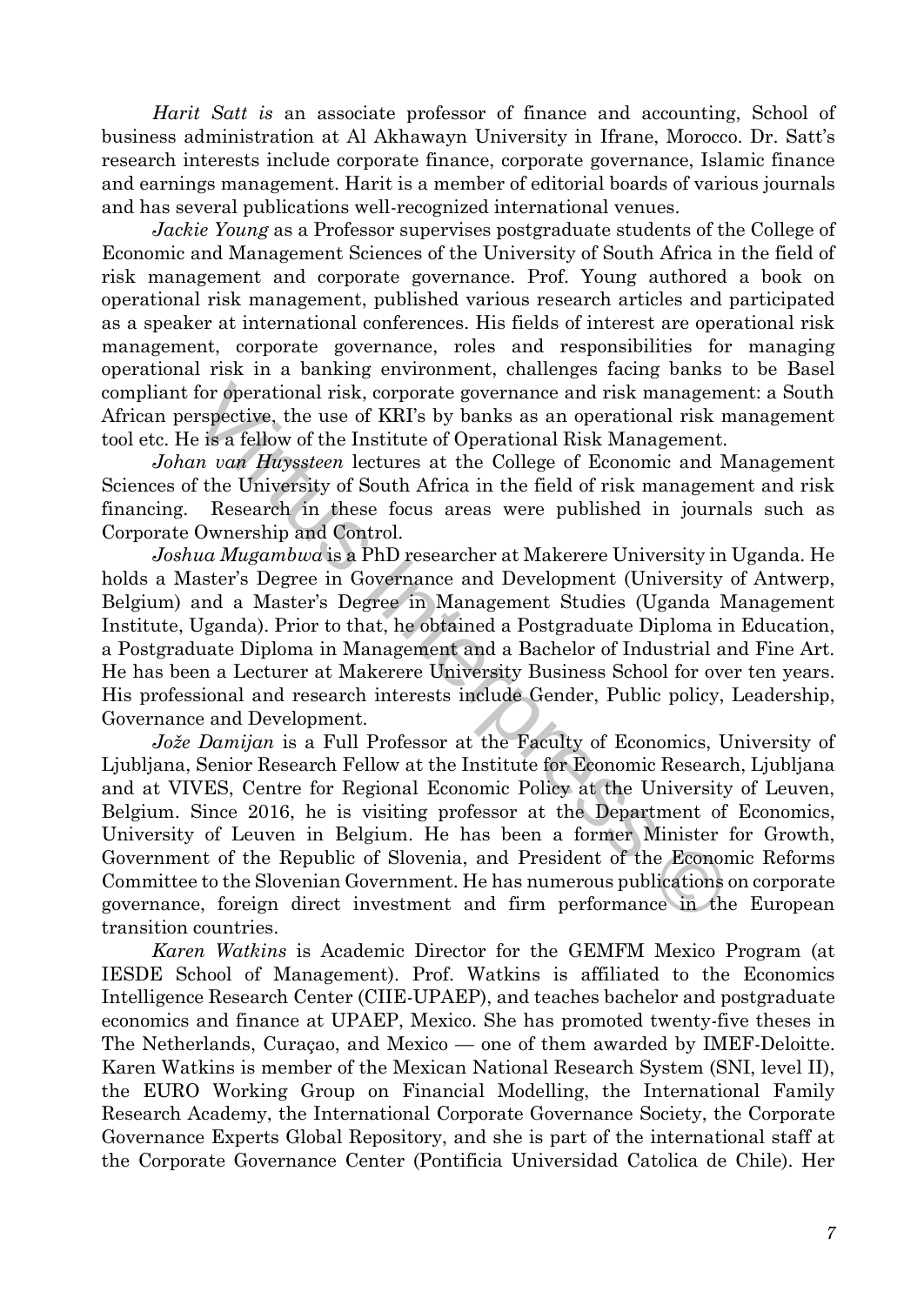*Harit Satt is* an associate professor of finance and accounting, School of business administration at Al Akhawayn University in Ifrane, Morocco. Dr. Satt's research interests include corporate finance, corporate governance, Islamic finance and earnings management. Harit is a member of editorial boards of various journals and has several publications well-recognized international venues.

*Jackie Young* as a Professor supervises postgraduate students of the College of Economic and Management Sciences of the University of South Africa in the field of risk management and corporate governance. Prof. Young authored a book on operational risk management, published various research articles and participated as a speaker at international conferences. His fields of interest are operational risk management, corporate governance, roles and responsibilities for managing operational risk in a banking environment, challenges facing banks to be Basel compliant for operational risk, corporate governance and risk management: a South African perspective, the use of KRI's by banks as an operational risk management tool etc. He is a fellow of the Institute of Operational Risk Management.

*Johan van Huyssteen* lectures at the College of Economic and Management Sciences of the University of South Africa in the field of risk management and risk financing. Research in these focus areas were published in journals such as Corporate Ownership and Control.

*Joshua Mugambwa* is a PhD researcher at Makerere University in Uganda. He holds a Master's Degree in Governance and Development (University of Antwerp, Belgium) and a Master's Degree in Management Studies (Uganda Management Institute, Uganda). Prior to that, he obtained a Postgraduate Diploma in Education, a Postgraduate Diploma in Management and a Bachelor of Industrial and Fine Art. He has been a Lecturer at Makerere University Business School for over ten years. His professional and research interests include Gender, Public policy, Leadership, Governance and Development.

*Jože Damijan* is a Full Professor at the Faculty of Economics, University of Ljubljana, Senior Research Fellow at the Institute for Economic Research, Ljubljana and at VIVES, Centre for Regional Economic Policy at the University of Leuven, Belgium. Since 2016, he is visiting professor at the Department of Economics, University of Leuven in Belgium. He has been a former Minister for Growth, Government of the Republic of Slovenia, and President of the Economic Reforms Committee to the Slovenian Government. He has numerous publications on corporate governance, foreign direct investment and firm performance in the European transition countries.

*Karen Watkins* is Academic Director for the GEMFM Mexico Program (at IESDE School of Management). Prof. Watkins is affiliated to the Economics Intelligence Research Center (CIIE-UPAEP), and teaches bachelor and postgraduate economics and finance at UPAEP, Mexico. She has promoted twenty-five theses in The Netherlands, Curaçao, and Mexico — one of them awarded by IMEF-Deloitte. Karen Watkins is member of the Mexican National Research System (SNI, level II), the EURO Working Group on Financial Modelling, the International Family Research Academy, the International Corporate Governance Society, the Corporate Governance Experts Global Repository, and she is part of the international staff at the Corporate Governance Center (Pontificia Universidad Catolica de Chile). Her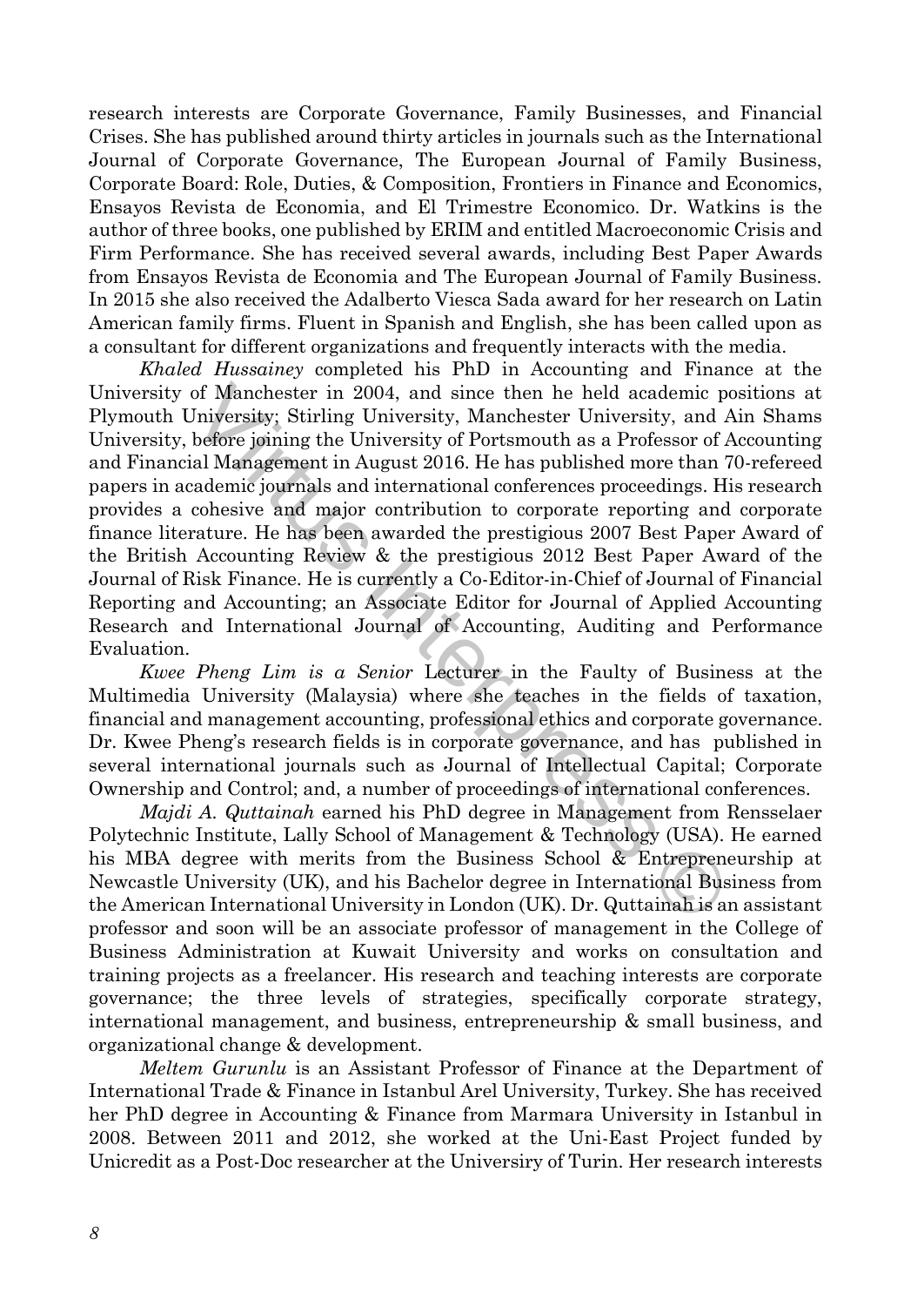research interests are Corporate Governance, Family Businesses, and Financial Crises. She has published around thirty articles in journals such as the International Journal of Corporate Governance, The European Journal of Family Business, Corporate Board: Role, Duties, & Composition, Frontiers in Finance and Economics, Ensayos Revista de Economia, and El Trimestre Economico. Dr. Watkins is the author of three books, one published by ERIM and entitled Macroeconomic Crisis and Firm Performance. She has received several awards, including Best Paper Awards from Ensayos Revista de Economia and The European Journal of Family Business. In 2015 she also received the Adalberto Viesca Sada award for her research on Latin American family firms. Fluent in Spanish and English, she has been called upon as a consultant for different organizations and frequently interacts with the media.

*Khaled Hussainey* completed his PhD in Accounting and Finance at the University of Manchester in 2004, and since then he held academic positions at Plymouth University; Stirling University, Manchester University, and Ain Shams University, before joining the University of Portsmouth as a Professor of Accounting and Financial Management in August 2016. He has published more than 70-refereed papers in academic journals and international conferences proceedings. His research provides a cohesive and major contribution to corporate reporting and corporate finance literature. He has been awarded the prestigious 2007 Best Paper Award of the British Accounting Review & the prestigious 2012 Best Paper Award of the Journal of Risk Finance. He is currently a Co-Editor-in-Chief of Journal of Financial Reporting and Accounting; an Associate Editor for Journal of Applied Accounting Research and International Journal of Accounting, Auditing and Performance Evaluation.

*Kwee Pheng Lim is a Senior* Lecturer in the Faculty of Business at the Multimedia University (Malaysia) where she teaches in the fields of taxation, financial and management accounting, professional ethics and corporate governance. Dr. Kwee Pheng's research fields is in corporate governance, and has published in several international journals such as Journal of Intellectual Capital; Corporate Ownership and Control; and, a number of proceedings of international conferences.

*Majdi A. Quttainah* earned his PhD degree in Management from Rensselaer Polytechnic Institute, Lally School of Management & Technology (USA). He earned his MBA degree with merits from the Business School & Entrepreneurship at Newcastle University (UK), and his Bachelor degree in International Business from the American International University in London (UK). Dr. Quttainah is an assistant professor and soon will be an associate professor of management in the College of Business Administration at Kuwait University and works on consultation and training projects as a freelancer. His research and teaching interests are corporate governance; the three levels of strategies, specifically corporate strategy, international management, and business, entrepreneurship & small business, and organizational change & development.

*Meltem Gurunlu* is an Assistant Professor of Finance at the Department of International Trade & Finance in Istanbul Arel University, Turkey. She has received her PhD degree in Accounting & Finance from Marmara University in Istanbul in 2008. Between 2011 and 2012, she worked at the Uni-East Project funded by Unicredit as a Post-Doc researcher at the Universiry of Turin. Her research interests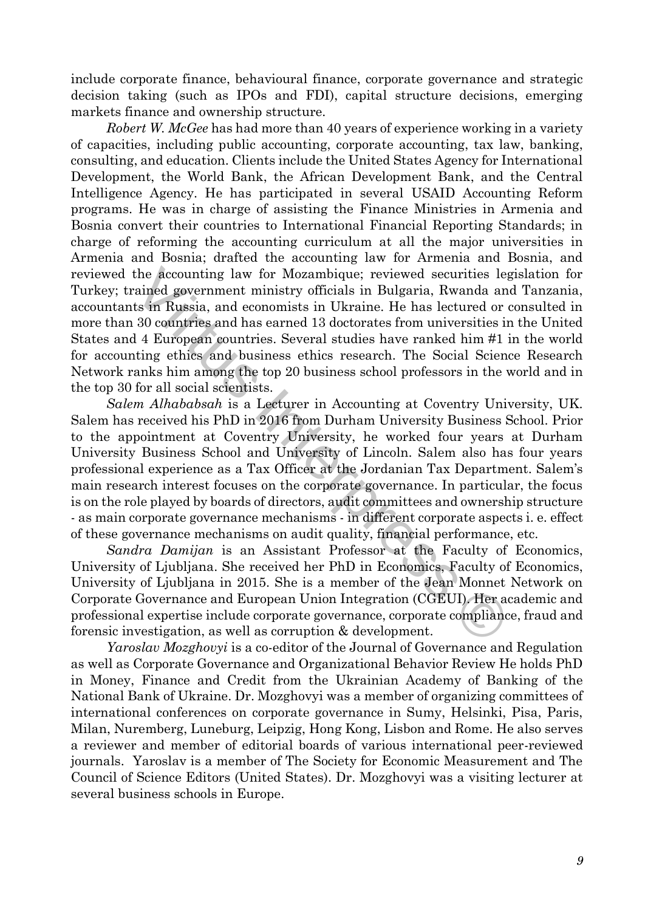include corporate finance, behavioural finance, corporate governance and strategic decision taking (such as IPOs and FDI), capital structure decisions, emerging markets finance and ownership structure.

*Robert W. McGee* has had more than 40 years of experience working in a variety of capacities, including public accounting, corporate accounting, tax law, banking, consulting, and education. Clients include the United States Agency for International Development, the World Bank, the African Development Bank, and the Central Intelligence Agency. He has participated in several USAID Accounting Reform programs. He was in charge of assisting the Finance Ministries in Armenia and Bosnia convert their countries to International Financial Reporting Standards; in charge of reforming the accounting curriculum at all the major universities in Armenia and Bosnia; drafted the accounting law for Armenia and Bosnia, and reviewed the accounting law for Mozambique; reviewed securities legislation for Turkey; trained government ministry officials in Bulgaria, Rwanda and Tanzania, accountants in Russia, and economists in Ukraine. He has lectured or consulted in more than 30 countries and has earned 13 doctorates from universities in the United States and 4 European countries. Several studies have ranked him #1 in the world for accounting ethics and business ethics research. The Social Science Research Network ranks him among the top 20 business school professors in the world and in the top 30 for all social scientists.

*Salem Alhababsah* is a Lecturer in Accounting at Coventry University, UK. Salem has received his PhD in 2016 from Durham University Business School. Prior to the appointment at Coventry University, he worked four years at Durham University Business School and University of Lincoln. Salem also has four years professional experience as a Tax Officer at the Jordanian Tax Department. Salem's main research interest focuses on the corporate governance. In particular, the focus is on the role played by boards of directors, audit committees and ownership structure - as main corporate governance mechanisms - in different corporate aspects i. e. effect of these governance mechanisms on audit quality, financial performance, etc.

*Sandra Damijan* is an Assistant Professor at the Faculty of Economics, University of Ljubljana. She received her PhD in Economics, Faculty of Economics, University of Ljubljana in 2015. She is a member of the Jean Monnet Network on Corporate Governance and European Union Integration (CGEUI). Her academic and professional expertise include corporate governance, corporate compliance, fraud and forensic investigation, as well as corruption & development.

*Yaroslav Mozghovyi* is a co-editor of the Journal of Governance and Regulation as well as Corporate Governance and Organizational Behavior Review He holds PhD in Money, Finance and Credit from the Ukrainian Academy of Banking of the National Bank of Ukraine. Dr. Mozghovyi was a member of organizing committees of international conferences on corporate governance in Sumy, Helsinki, Pisa, Paris, Milan, Nuremberg, Luneburg, Leipzig, Hong Kong, Lisbon and Rome. He also serves a reviewer and member of editorial boards of various international peer-reviewed journals. Yaroslav is a member of The Society for Economic Measurement and The Council of Science Editors (United States). Dr. Mozghovyi was a visiting lecturer at several business schools in Europe.